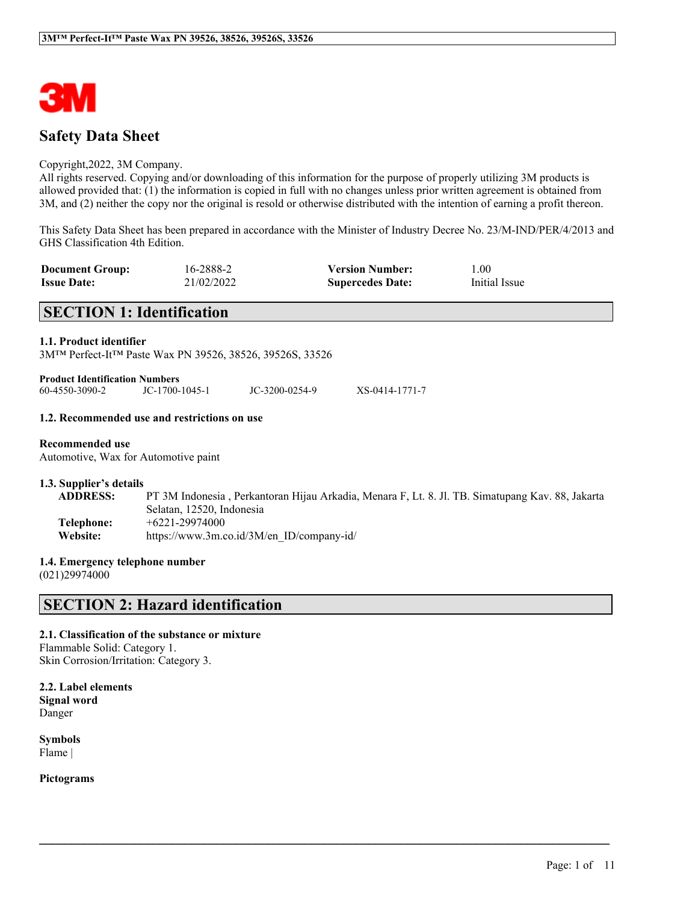# Safety Data Sheet

Copyright,2022, 3M Company.
All rights reserved. Copying and/or downloading of this information for the purpose of properly utilizing 3M products is allowed provided that: (1) the information is copied in full with no changes unless prior written agreement is obtained from 3M, and (2) neither the copy nor the original is resold or otherwise distributed with the intention of earning a profit thereon.

This Safety Data Sheet has been prepared in accordance with the Minister of Industry Decree No. 23/M-IND/PER/4/2013 and GHS Classification 4th Edition.

| | | | |
|---|---|---|---|
| **Document Group:** | 16-2888-2 | **Version Number:** | 1.00 |
| **Issue Date:** | 21/02/2022 | **Supercedes Date:** | Initial Issue |

## SECTION 1: Identification

### 1.1. Product identifier

3M™ Perfect-It™ Paste Wax PN 39526, 38526, 39526S, 33526

**Product Identification Numbers**

60-4550-3090-2 JC-1700-1045-1 JC-3200-0254-9 XS-0414-1771-7

### 1.2. Recommended use and restrictions on use

**Recommended use**

Automotive, Wax for Automotive paint

### 1.3. Supplier's details

**ADDRESS:** PT 3M Indonesia , Perkantoran Hijau Arkadia, Menara F, Lt. 8. Jl. TB. Simatupang Kav. 88, Jakarta Selatan, 12520, Indonesia
**Telephone:** +6221-29974000
**Website:** https://www.3m.co.id/3M/en_ID/company-id/

### 1.4. Emergency telephone number

(021)29974000

## SECTION 2: Hazard identification

### 2.1. Classification of the substance or mixture

Flammable Solid: Category 1.
Skin Corrosion/Irritation: Category 3.

### 2.2. Label elements

**Signal word**

Danger

**Symbols**

Flame |

**Pictograms**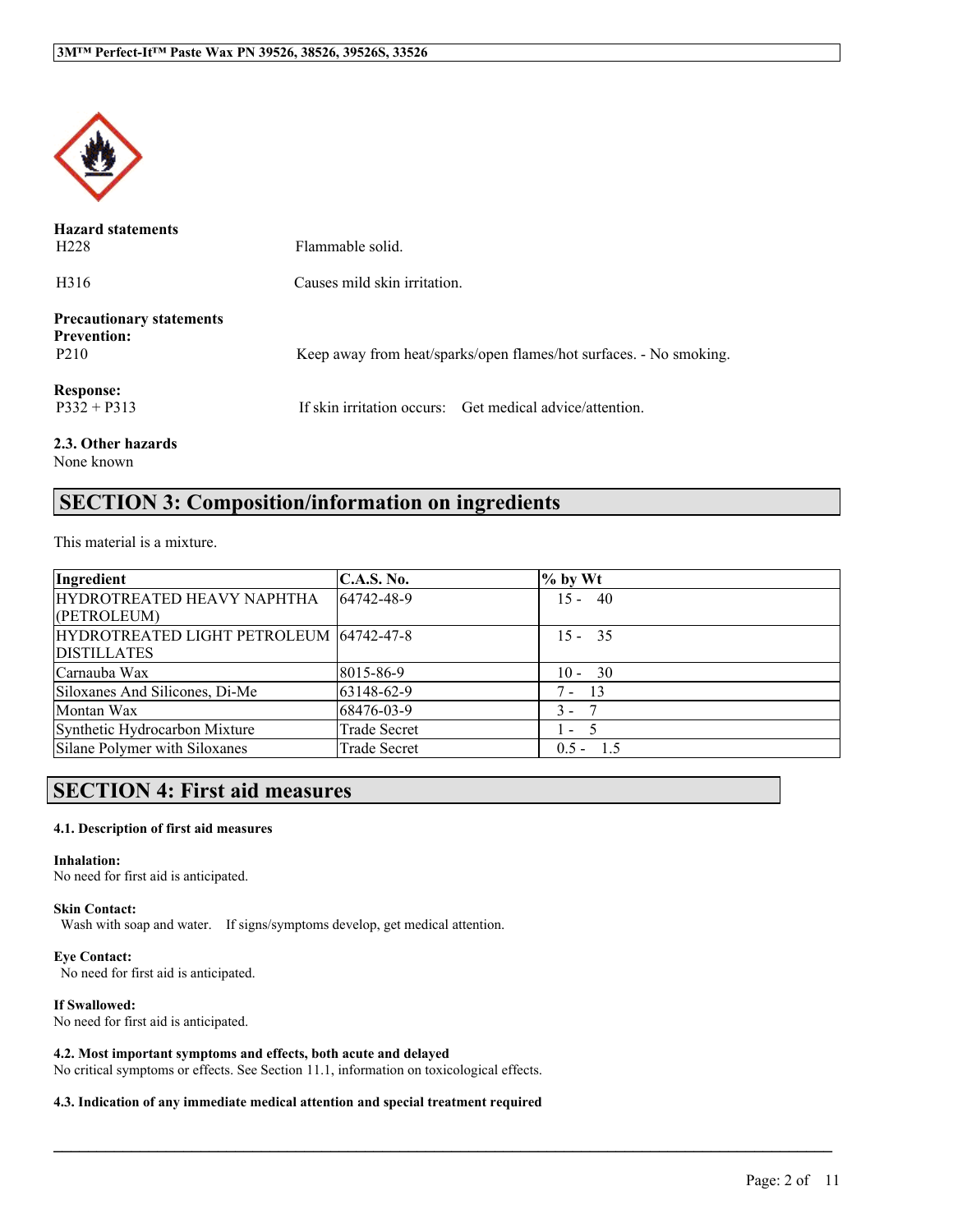**Hazard statements**

| | |
|---|---|
| H228 | Flammable solid. |
| H316 | Causes mild skin irritation. |

**Precautionary statements**

**Prevention:**

| | |
|---|---|
| P210 | Keep away from heat/sparks/open flames/hot surfaces. - No smoking. |

**Response:**

| | |
|---|---|
| P332 + P313 | If skin irritation occurs: Get medical advice/attention. |

**2.3. Other hazards**

None known

## SECTION 3: Composition/information on ingredients

This material is a mixture.

| Ingredient | C.A.S. No. | % by Wt |
|---|---|---|
| HYDROTREATED HEAVY NAPHTHA (PETROLEUM) | 64742-48-9 | 15 - 40 |
| HYDROTREATED LIGHT PETROLEUM DISTILLATES | 64742-47-8 | 15 - 35 |
| Carnauba Wax | 8015-86-9 | 10 - 30 |
| Siloxanes And Silicones, Di-Me | 63148-62-9 | 7 - 13 |
| Montan Wax | 68476-03-9 | 3 - 7 |
| Synthetic Hydrocarbon Mixture | Trade Secret | 1 - 5 |
| Silane Polymer with Siloxanes | Trade Secret | 0.5 - 1.5 |

## SECTION 4: First aid measures

#### 4.1. Description of first aid measures

**Inhalation:**

No need for first aid is anticipated.

**Skin Contact:**

Wash with soap and water. If signs/symptoms develop, get medical attention.

**Eye Contact:**

No need for first aid is anticipated.

**If Swallowed:**

No need for first aid is anticipated.

#### 4.2. Most important symptoms and effects, both acute and delayed

No critical symptoms or effects. See Section 11.1, information on toxicological effects.

#### 4.3. Indication of any immediate medical attention and special treatment required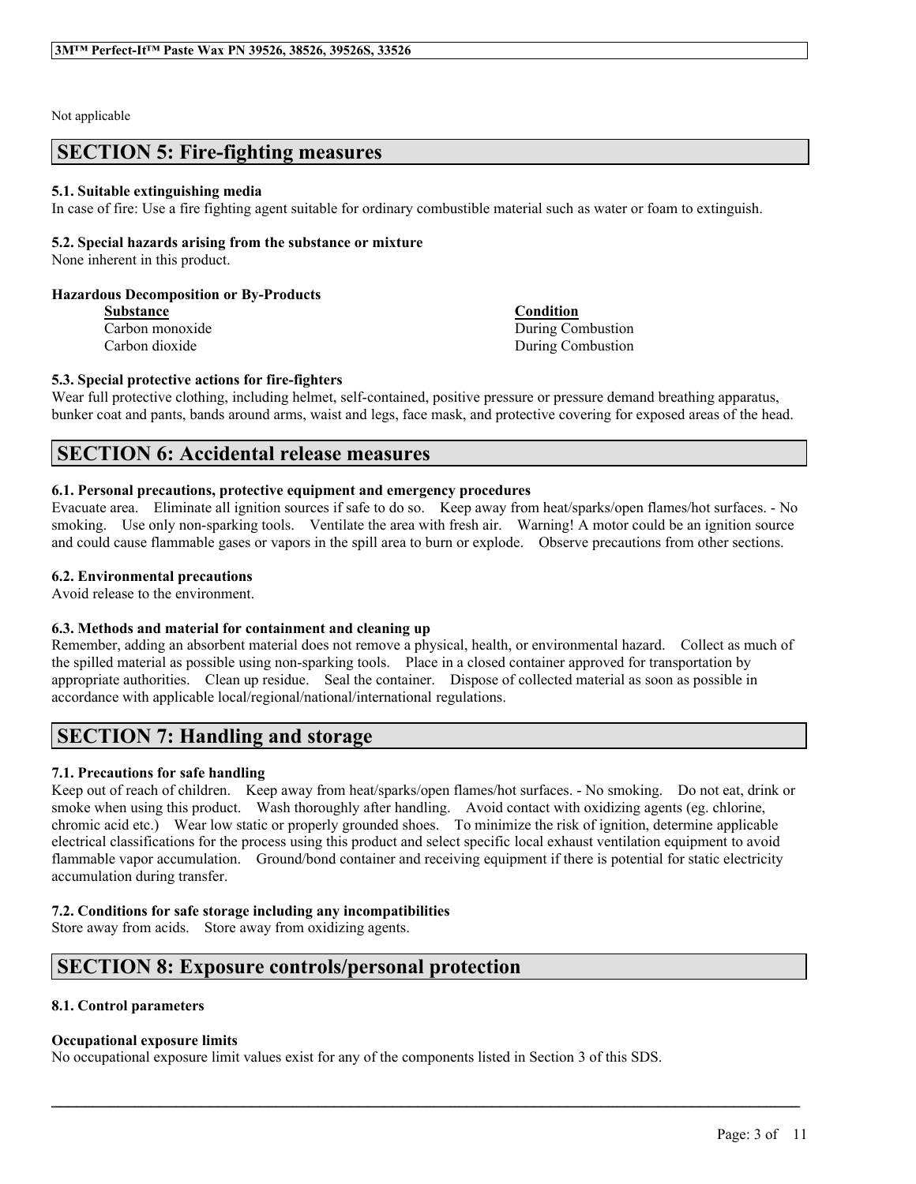Not applicable

## SECTION 5: Fire-fighting measures

### 5.1. Suitable extinguishing media

In case of fire: Use a fire fighting agent suitable for ordinary combustible material such as water or foam to extinguish.

### 5.2. Special hazards arising from the substance or mixture

None inherent in this product.

**Hazardous Decomposition or By-Products**

| Substance | Condition |
| --- | --- |
| Carbon monoxide | During Combustion |
| Carbon dioxide | During Combustion |

### 5.3. Special protective actions for fire-fighters

Wear full protective clothing, including helmet, self-contained, positive pressure or pressure demand breathing apparatus, bunker coat and pants, bands around arms, waist and legs, face mask, and protective covering for exposed areas of the head.

## SECTION 6: Accidental release measures

### 6.1. Personal precautions, protective equipment and emergency procedures

Evacuate area. Eliminate all ignition sources if safe to do so. Keep away from heat/sparks/open flames/hot surfaces. - No smoking. Use only non-sparking tools. Ventilate the area with fresh air. Warning! A motor could be an ignition source and could cause flammable gases or vapors in the spill area to burn or explode. Observe precautions from other sections.

### 6.2. Environmental precautions

Avoid release to the environment.

### 6.3. Methods and material for containment and cleaning up

Remember, adding an absorbent material does not remove a physical, health, or environmental hazard. Collect as much of the spilled material as possible using non-sparking tools. Place in a closed container approved for transportation by appropriate authorities. Clean up residue. Seal the container. Dispose of collected material as soon as possible in accordance with applicable local/regional/national/international regulations.

## SECTION 7: Handling and storage

### 7.1. Precautions for safe handling

Keep out of reach of children. Keep away from heat/sparks/open flames/hot surfaces. - No smoking. Do not eat, drink or smoke when using this product. Wash thoroughly after handling. Avoid contact with oxidizing agents (eg. chlorine, chromic acid etc.) Wear low static or properly grounded shoes. To minimize the risk of ignition, determine applicable electrical classifications for the process using this product and select specific local exhaust ventilation equipment to avoid flammable vapor accumulation. Ground/bond container and receiving equipment if there is potential for static electricity accumulation during transfer.

### 7.2. Conditions for safe storage including any incompatibilities

Store away from acids. Store away from oxidizing agents.

## SECTION 8: Exposure controls/personal protection

### 8.1. Control parameters

**Occupational exposure limits**

No occupational exposure limit values exist for any of the components listed in Section 3 of this SDS.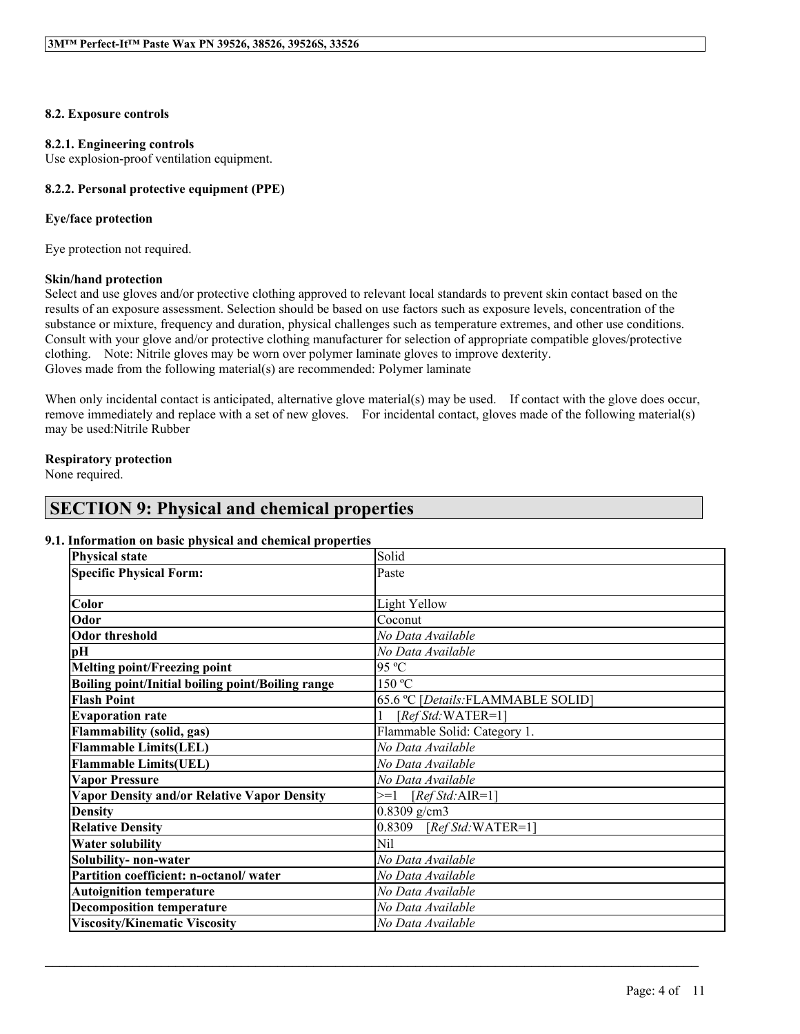### 8.2. Exposure controls

#### 8.2.1. Engineering controls

Use explosion-proof ventilation equipment.

#### 8.2.2. Personal protective equipment (PPE)

**Eye/face protection**

Eye protection not required.

**Skin/hand protection**

Select and use gloves and/or protective clothing approved to relevant local standards to prevent skin contact based on the results of an exposure assessment. Selection should be based on use factors such as exposure levels, concentration of the substance or mixture, frequency and duration, physical challenges such as temperature extremes, and other use conditions. Consult with your glove and/or protective clothing manufacturer for selection of appropriate compatible gloves/protective clothing.   Note: Nitrile gloves may be worn over polymer laminate gloves to improve dexterity.
Gloves made from the following material(s) are recommended: Polymer laminate

When only incidental contact is anticipated, alternative glove material(s) may be used.   If contact with the glove does occur, remove immediately and replace with a set of new gloves.   For incidental contact, gloves made of the following material(s) may be used:Nitrile Rubber

**Respiratory protection**

None required.

## SECTION 9: Physical and chemical properties

### 9.1. Information on basic physical and chemical properties

| Property | Value |
|---|---|
| **Physical state** | Solid |
| **Specific Physical Form:** | Paste |
| **Color** | Light Yellow |
| **Odor** | Coconut |
| **Odor threshold** | *No Data Available* |
| **pH** | *No Data Available* |
| **Melting point/Freezing point** | 95 ºC |
| **Boiling point/Initial boiling point/Boiling range** | 150 ºC |
| **Flash Point** | 65.6 ºC [*Details:*FLAMMABLE SOLID] |
| **Evaporation rate** | 1   [*Ref Std:*WATER=1] |
| **Flammability (solid, gas)** | Flammable Solid: Category 1. |
| **Flammable Limits(LEL)** | *No Data Available* |
| **Flammable Limits(UEL)** | *No Data Available* |
| **Vapor Pressure** | *No Data Available* |
| **Vapor Density and/or Relative Vapor Density** | >=1   [*Ref Std:*AIR=1] |
| **Density** | 0.8309 g/cm3 |
| **Relative Density** | 0.8309   [*Ref Std:*WATER=1] |
| **Water solubility** | Nil |
| **Solubility- non-water** | *No Data Available* |
| **Partition coefficient: n-octanol/ water** | *No Data Available* |
| **Autoignition temperature** | *No Data Available* |
| **Decomposition temperature** | *No Data Available* |
| **Viscosity/Kinematic Viscosity** | *No Data Available* |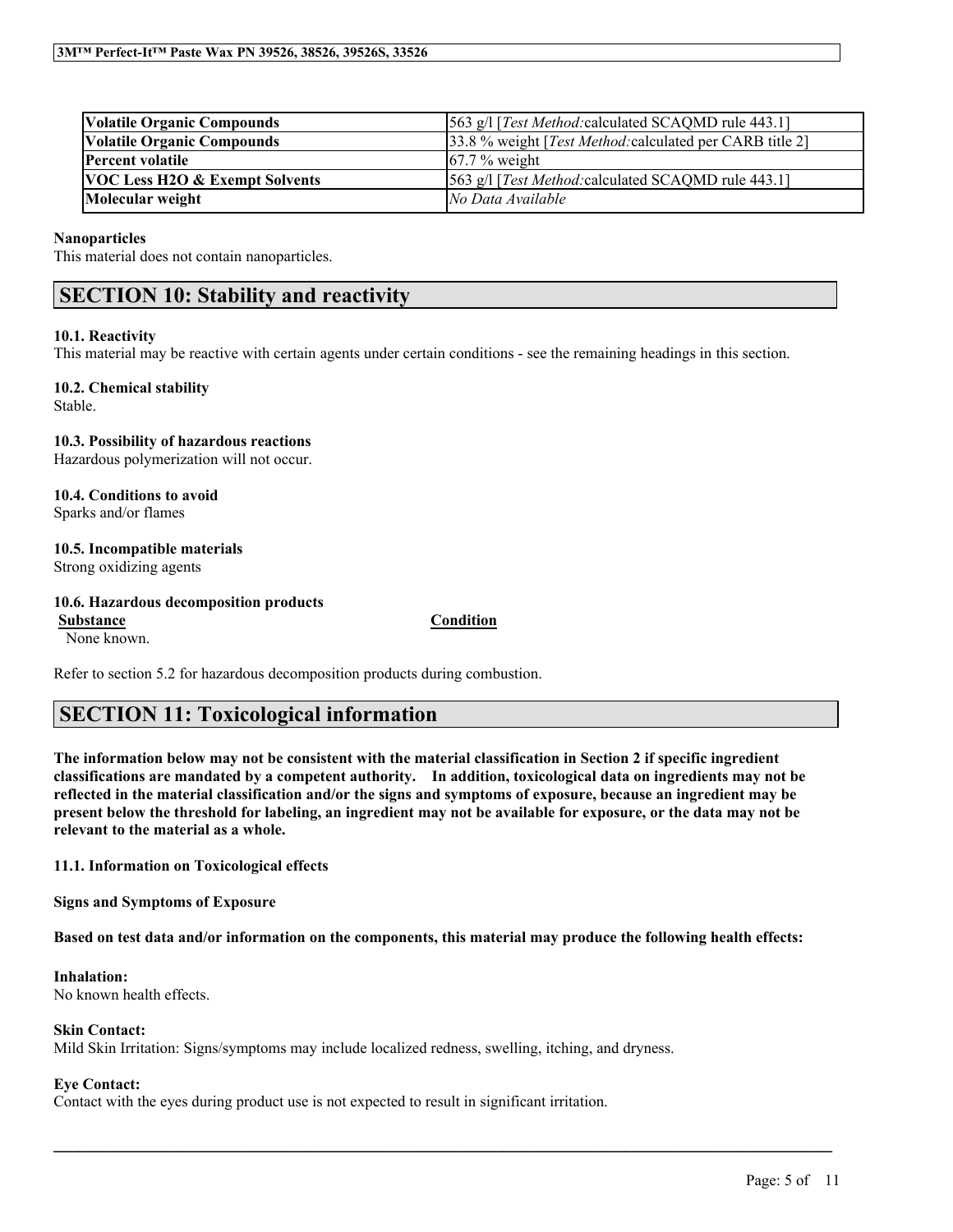| | |
|---|---|
| **Volatile Organic Compounds** | 563 g/l [*Test Method:*calculated SCAQMD rule 443.1] |
| **Volatile Organic Compounds** | 33.8 % weight [*Test Method:*calculated per CARB title 2] |
| **Percent volatile** | 67.7 % weight |
| **VOC Less H2O & Exempt Solvents** | 563 g/l [*Test Method:*calculated SCAQMD rule 443.1] |
| **Molecular weight** | *No Data Available* |

**Nanoparticles**

This material does not contain nanoparticles.

## SECTION 10: Stability and reactivity

**10.1. Reactivity**

This material may be reactive with certain agents under certain conditions - see the remaining headings in this section.

**10.2. Chemical stability**

Stable.

**10.3. Possibility of hazardous reactions**

Hazardous polymerization will not occur.

**10.4. Conditions to avoid**

Sparks and/or flames

**10.5. Incompatible materials**

Strong oxidizing agents

**10.6. Hazardous decomposition products**

| Substance | Condition |
|---|---|
| None known. | |

Refer to section 5.2 for hazardous decomposition products during combustion.

## SECTION 11: Toxicological information

**The information below may not be consistent with the material classification in Section 2 if specific ingredient classifications are mandated by a competent authority. In addition, toxicological data on ingredients may not be reflected in the material classification and/or the signs and symptoms of exposure, because an ingredient may be present below the threshold for labeling, an ingredient may not be available for exposure, or the data may not be relevant to the material as a whole.**

**11.1. Information on Toxicological effects**

**Signs and Symptoms of Exposure**

**Based on test data and/or information on the components, this material may produce the following health effects:**

**Inhalation:**

No known health effects.

**Skin Contact:**

Mild Skin Irritation: Signs/symptoms may include localized redness, swelling, itching, and dryness.

**Eye Contact:**

Contact with the eyes during product use is not expected to result in significant irritation.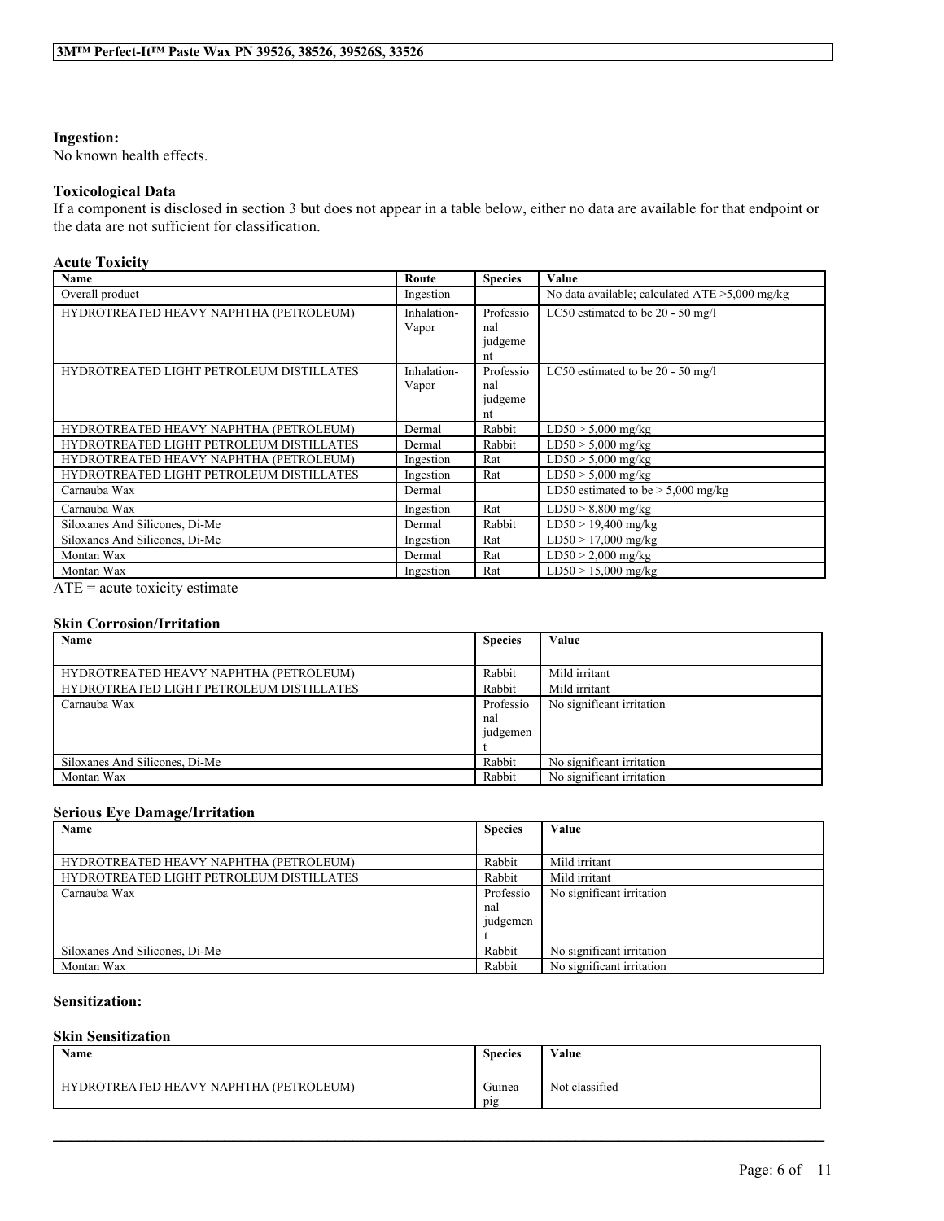**Ingestion:**
No known health effects.

**Toxicological Data**
If a component is disclosed in section 3 but does not appear in a table below, either no data are available for that endpoint or the data are not sufficient for classification.

**Acute Toxicity**

| Name | Route | Species | Value |
|---|---|---|---|
| Overall product | Ingestion | | No data available; calculated ATE >5,000 mg/kg |
| HYDROTREATED HEAVY NAPHTHA (PETROLEUM) | Inhalation-Vapor | Professional judgement | LC50 estimated to be 20 - 50 mg/l |
| HYDROTREATED LIGHT PETROLEUM DISTILLATES | Inhalation-Vapor | Professional judgement | LC50 estimated to be 20 - 50 mg/l |
| HYDROTREATED HEAVY NAPHTHA (PETROLEUM) | Dermal | Rabbit | LD50 > 5,000 mg/kg |
| HYDROTREATED LIGHT PETROLEUM DISTILLATES | Dermal | Rabbit | LD50 > 5,000 mg/kg |
| HYDROTREATED HEAVY NAPHTHA (PETROLEUM) | Ingestion | Rat | LD50 > 5,000 mg/kg |
| HYDROTREATED LIGHT PETROLEUM DISTILLATES | Ingestion | Rat | LD50 > 5,000 mg/kg |
| Carnauba Wax | Dermal | | LD50 estimated to be > 5,000 mg/kg |
| Carnauba Wax | Ingestion | Rat | LD50 > 8,800 mg/kg |
| Siloxanes And Silicones, Di-Me | Dermal | Rabbit | LD50 > 19,400 mg/kg |
| Siloxanes And Silicones, Di-Me | Ingestion | Rat | LD50 > 17,000 mg/kg |
| Montan Wax | Dermal | Rat | LD50 > 2,000 mg/kg |
| Montan Wax | Ingestion | Rat | LD50 > 15,000 mg/kg |

ATE = acute toxicity estimate

**Skin Corrosion/Irritation**

| Name | Species | Value |
|---|---|---|
| HYDROTREATED HEAVY NAPHTHA (PETROLEUM) | Rabbit | Mild irritant |
| HYDROTREATED LIGHT PETROLEUM DISTILLATES | Rabbit | Mild irritant |
| Carnauba Wax | Professional judgement | No significant irritation |
| Siloxanes And Silicones, Di-Me | Rabbit | No significant irritation |
| Montan Wax | Rabbit | No significant irritation |

**Serious Eye Damage/Irritation**

| Name | Species | Value |
|---|---|---|
| HYDROTREATED HEAVY NAPHTHA (PETROLEUM) | Rabbit | Mild irritant |
| HYDROTREATED LIGHT PETROLEUM DISTILLATES | Rabbit | Mild irritant |
| Carnauba Wax | Professional judgement | No significant irritation |
| Siloxanes And Silicones, Di-Me | Rabbit | No significant irritation |
| Montan Wax | Rabbit | No significant irritation |

**Sensitization:**

**Skin Sensitization**

| Name | Species | Value |
|---|---|---|
| HYDROTREATED HEAVY NAPHTHA (PETROLEUM) | Guinea pig | Not classified |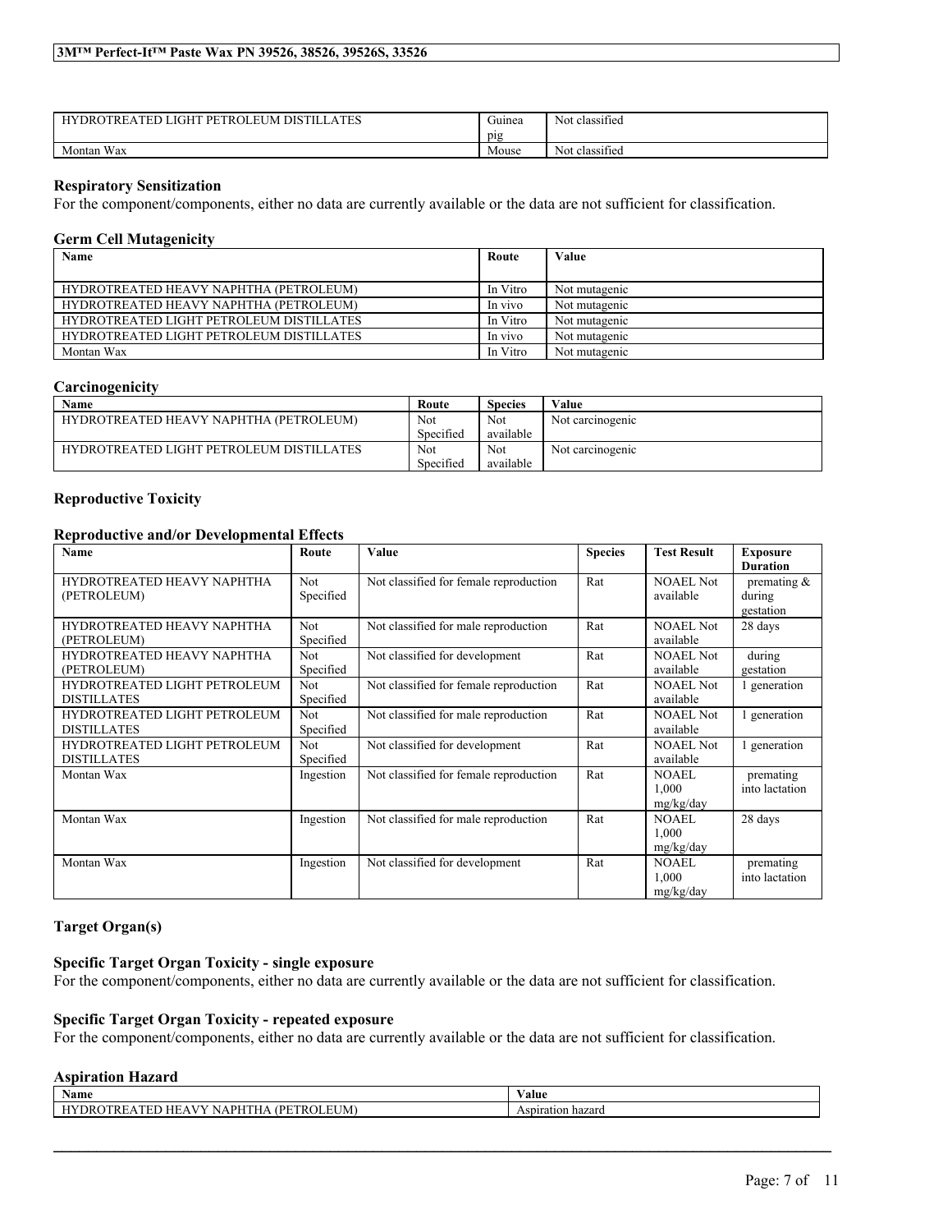| HYDROTREATED LIGHT PETROLEUM DISTILLATES | Guinea pig | Not classified |
| --- | --- | --- |
| Montan Wax | Mouse | Not classified |

### Respiratory Sensitization

For the component/components, either no data are currently available or the data are not sufficient for classification.

### Germ Cell Mutagenicity

| Name | Route | Value |
| --- | --- | --- |
| HYDROTREATED HEAVY NAPHTHA (PETROLEUM) | In Vitro | Not mutagenic |
| HYDROTREATED HEAVY NAPHTHA (PETROLEUM) | In vivo | Not mutagenic |
| HYDROTREATED LIGHT PETROLEUM DISTILLATES | In Vitro | Not mutagenic |
| HYDROTREATED LIGHT PETROLEUM DISTILLATES | In vivo | Not mutagenic |
| Montan Wax | In Vitro | Not mutagenic |

### Carcinogenicity

| Name | Route | Species | Value |
| --- | --- | --- | --- |
| HYDROTREATED HEAVY NAPHTHA (PETROLEUM) | Not Specified | Not available | Not carcinogenic |
| HYDROTREATED LIGHT PETROLEUM DISTILLATES | Not Specified | Not available | Not carcinogenic |

### Reproductive Toxicity

### Reproductive and/or Developmental Effects

| Name | Route | Value | Species | Test Result | Exposure Duration |
| --- | --- | --- | --- | --- | --- |
| HYDROTREATED HEAVY NAPHTHA (PETROLEUM) | Not Specified | Not classified for female reproduction | Rat | NOAEL Not available | premating & during gestation |
| HYDROTREATED HEAVY NAPHTHA (PETROLEUM) | Not Specified | Not classified for male reproduction | Rat | NOAEL Not available | 28 days |
| HYDROTREATED HEAVY NAPHTHA (PETROLEUM) | Not Specified | Not classified for development | Rat | NOAEL Not available | during gestation |
| HYDROTREATED LIGHT PETROLEUM DISTILLATES | Not Specified | Not classified for female reproduction | Rat | NOAEL Not available | 1 generation |
| HYDROTREATED LIGHT PETROLEUM DISTILLATES | Not Specified | Not classified for male reproduction | Rat | NOAEL Not available | 1 generation |
| HYDROTREATED LIGHT PETROLEUM DISTILLATES | Not Specified | Not classified for development | Rat | NOAEL Not available | 1 generation |
| Montan Wax | Ingestion | Not classified for female reproduction | Rat | NOAEL 1,000 mg/kg/day | premating into lactation |
| Montan Wax | Ingestion | Not classified for male reproduction | Rat | NOAEL 1,000 mg/kg/day | 28 days |
| Montan Wax | Ingestion | Not classified for development | Rat | NOAEL 1,000 mg/kg/day | premating into lactation |

### Target Organ(s)

### Specific Target Organ Toxicity - single exposure

For the component/components, either no data are currently available or the data are not sufficient for classification.

### Specific Target Organ Toxicity - repeated exposure

For the component/components, either no data are currently available or the data are not sufficient for classification.

### Aspiration Hazard

| Name | Value |
| --- | --- |
| HYDROTREATED HEAVY NAPHTHA (PETROLEUM) | Aspiration hazard |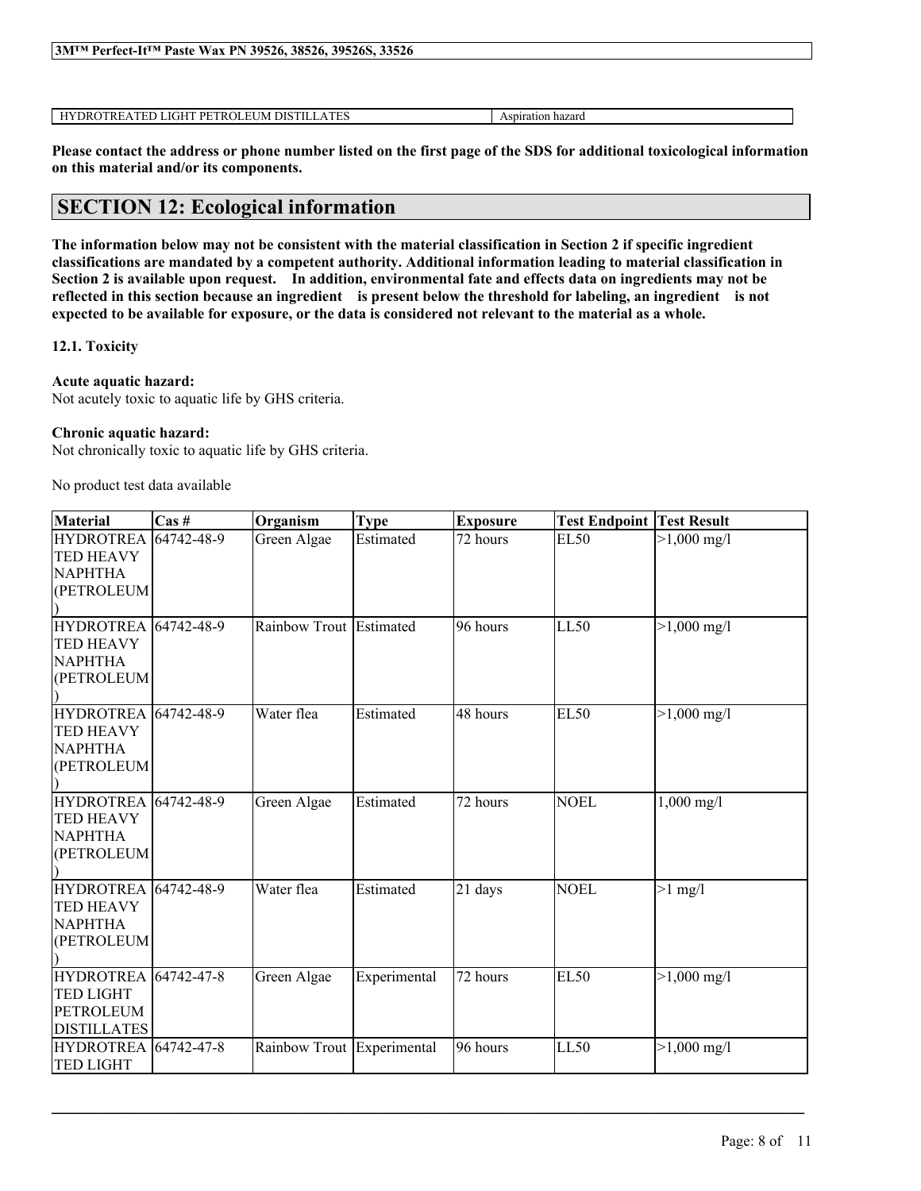| HYDROTREATED LIGHT PETROLEUM DISTILLATES | Aspiration hazard |
|---|---|

**Please contact the address or phone number listed on the first page of the SDS for additional toxicological information on this material and/or its components.**

## SECTION 12: Ecological information

**The information below may not be consistent with the material classification in Section 2 if specific ingredient classifications are mandated by a competent authority. Additional information leading to material classification in Section 2 is available upon request. In addition, environmental fate and effects data on ingredients may not be reflected in this section because an ingredient is present below the threshold for labeling, an ingredient is not expected to be available for exposure, or the data is considered not relevant to the material as a whole.**

### 12.1. Toxicity

**Acute aquatic hazard:**
Not acutely toxic to aquatic life by GHS criteria.

**Chronic aquatic hazard:**
Not chronically toxic to aquatic life by GHS criteria.

No product test data available

| Material | Cas # | Organism | Type | Exposure | Test Endpoint | Test Result |
|---|---|---|---|---|---|---|
| HYDROTREATED HEAVY NAPHTHA (PETROLEUM) | 64742-48-9 | Green Algae | Estimated | 72 hours | EL50 | >1,000 mg/l |
| HYDROTREATED HEAVY NAPHTHA (PETROLEUM) | 64742-48-9 | Rainbow Trout | Estimated | 96 hours | LL50 | >1,000 mg/l |
| HYDROTREATED HEAVY NAPHTHA (PETROLEUM) | 64742-48-9 | Water flea | Estimated | 48 hours | EL50 | >1,000 mg/l |
| HYDROTREATED HEAVY NAPHTHA (PETROLEUM) | 64742-48-9 | Green Algae | Estimated | 72 hours | NOEL | 1,000 mg/l |
| HYDROTREATED HEAVY NAPHTHA (PETROLEUM) | 64742-48-9 | Water flea | Estimated | 21 days | NOEL | >1 mg/l |
| HYDROTREATED LIGHT PETROLEUM DISTILLATES | 64742-47-8 | Green Algae | Experimental | 72 hours | EL50 | >1,000 mg/l |
| HYDROTREATED LIGHT | 64742-47-8 | Rainbow Trout | Experimental | 96 hours | LL50 | >1,000 mg/l |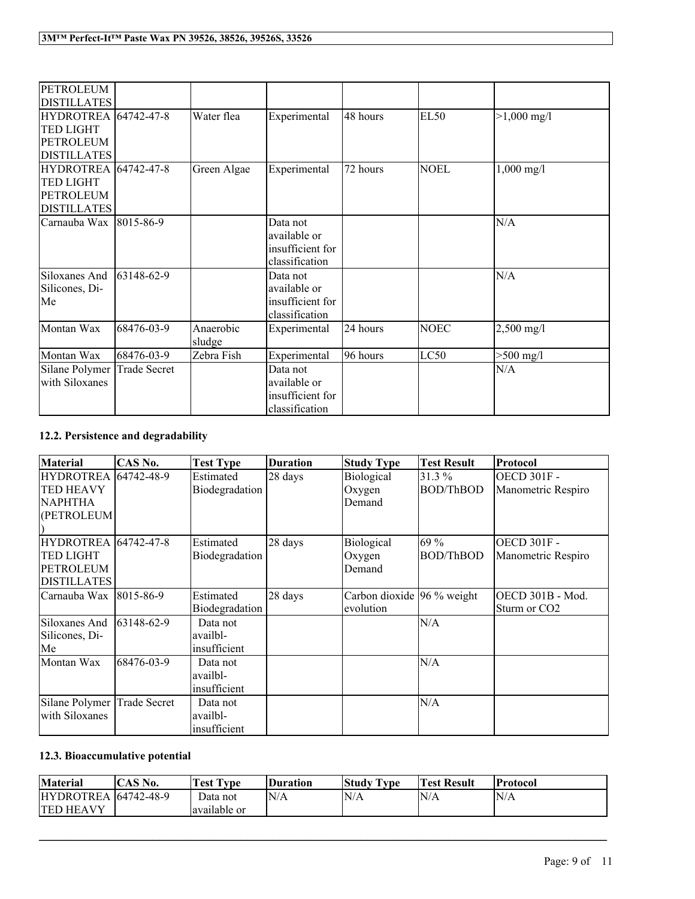| | | | | | | |
|---|---|---|---|---|---|---|
| PETROLEUM DISTILLATES | | | | | | |
| HYDROTREATED LIGHT PETROLEUM DISTILLATES | 64742-47-8 | Water flea | Experimental | 48 hours | EL50 | >1,000 mg/l |
| HYDROTREATED LIGHT PETROLEUM DISTILLATES | 64742-47-8 | Green Algae | Experimental | 72 hours | NOEL | 1,000 mg/l |
| Carnauba Wax | 8015-86-9 | | Data not available or insufficient for classification | | | N/A |
| Siloxanes And Silicones, Di-Me | 63148-62-9 | | Data not available or insufficient for classification | | | N/A |
| Montan Wax | 68476-03-9 | Anaerobic sludge | Experimental | 24 hours | NOEC | 2,500 mg/l |
| Montan Wax | 68476-03-9 | Zebra Fish | Experimental | 96 hours | LC50 | >500 mg/l |
| Silane Polymer with Siloxanes | Trade Secret | | Data not available or insufficient for classification | | | N/A |

### 12.2. Persistence and degradability

| Material | CAS No. | Test Type | Duration | Study Type | Test Result | Protocol |
|---|---|---|---|---|---|---|
| HYDROTREATED HEAVY NAPHTHA (PETROLEUM) | 64742-48-9 | Estimated Biodegradation | 28 days | Biological Oxygen Demand | 31.3 % BOD/ThBOD | OECD 301F - Manometric Respiro |
| HYDROTREATED LIGHT PETROLEUM DISTILLATES | 64742-47-8 | Estimated Biodegradation | 28 days | Biological Oxygen Demand | 69 % BOD/ThBOD | OECD 301F - Manometric Respiro |
| Carnauba Wax | 8015-86-9 | Estimated Biodegradation | 28 days | Carbon dioxide evolution | 96 % weight | OECD 301B - Mod. Sturm or CO2 |
| Siloxanes And Silicones, Di-Me | 63148-62-9 | Data not availbl-insufficient | | | N/A | |
| Montan Wax | 68476-03-9 | Data not availbl-insufficient | | | N/A | |
| Silane Polymer with Siloxanes | Trade Secret | Data not availbl-insufficient | | | N/A | |

### 12.3. Bioaccumulative potential

| Material | CAS No. | Test Type | Duration | Study Type | Test Result | Protocol |
|---|---|---|---|---|---|---|
| HYDROTREATED HEAVY | 64742-48-9 | Data not available or | N/A | N/A | N/A | N/A |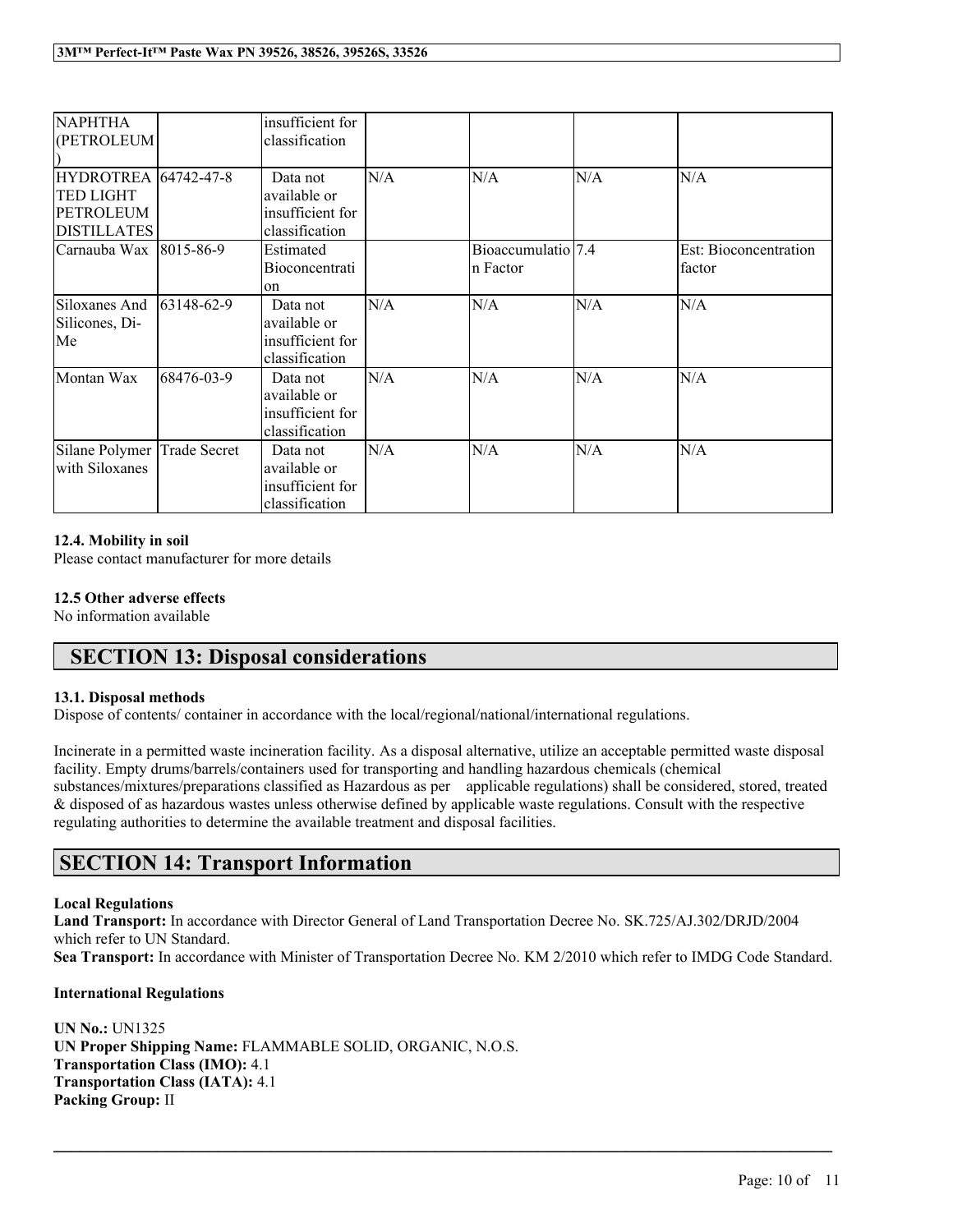| NAPHTHA (PETROLEUM) | | insufficient for classification | | | | |
|---|---|---|---|---|---|---|
| HYDROTREATED LIGHT PETROLEUM DISTILLATES | 64742-47-8 | Data not available or insufficient for classification | N/A | N/A | N/A | N/A |
| Carnauba Wax | 8015-86-9 | Estimated Bioconcentration | | Bioaccumulation Factor | 7.4 | Est: Bioconcentration factor |
| Siloxanes And Silicones, Di-Me | 63148-62-9 | Data not available or insufficient for classification | N/A | N/A | N/A | N/A |
| Montan Wax | 68476-03-9 | Data not available or insufficient for classification | N/A | N/A | N/A | N/A |
| Silane Polymer with Siloxanes | Trade Secret | Data not available or insufficient for classification | N/A | N/A | N/A | N/A |

### 12.4. Mobility in soil

Please contact manufacturer for more details

### 12.5 Other adverse effects

No information available

## SECTION 13: Disposal considerations

### 13.1. Disposal methods

Dispose of contents/ container in accordance with the local/regional/national/international regulations.

Incinerate in a permitted waste incineration facility. As a disposal alternative, utilize an acceptable permitted waste disposal facility. Empty drums/barrels/containers used for transporting and handling hazardous chemicals (chemical substances/mixtures/preparations classified as Hazardous as per applicable regulations) shall be considered, stored, treated & disposed of as hazardous wastes unless otherwise defined by applicable waste regulations. Consult with the respective regulating authorities to determine the available treatment and disposal facilities.

## SECTION 14: Transport Information

**Local Regulations**

**Land Transport:** In accordance with Director General of Land Transportation Decree No. SK.725/AJ.302/DRJD/2004 which refer to UN Standard.

**Sea Transport:** In accordance with Minister of Transportation Decree No. KM 2/2010 which refer to IMDG Code Standard.

**International Regulations**

**UN No.:** UN1325
**UN Proper Shipping Name:** FLAMMABLE SOLID, ORGANIC, N.O.S.
**Transportation Class (IMO):** 4.1
**Transportation Class (IATA):** 4.1
**Packing Group:** II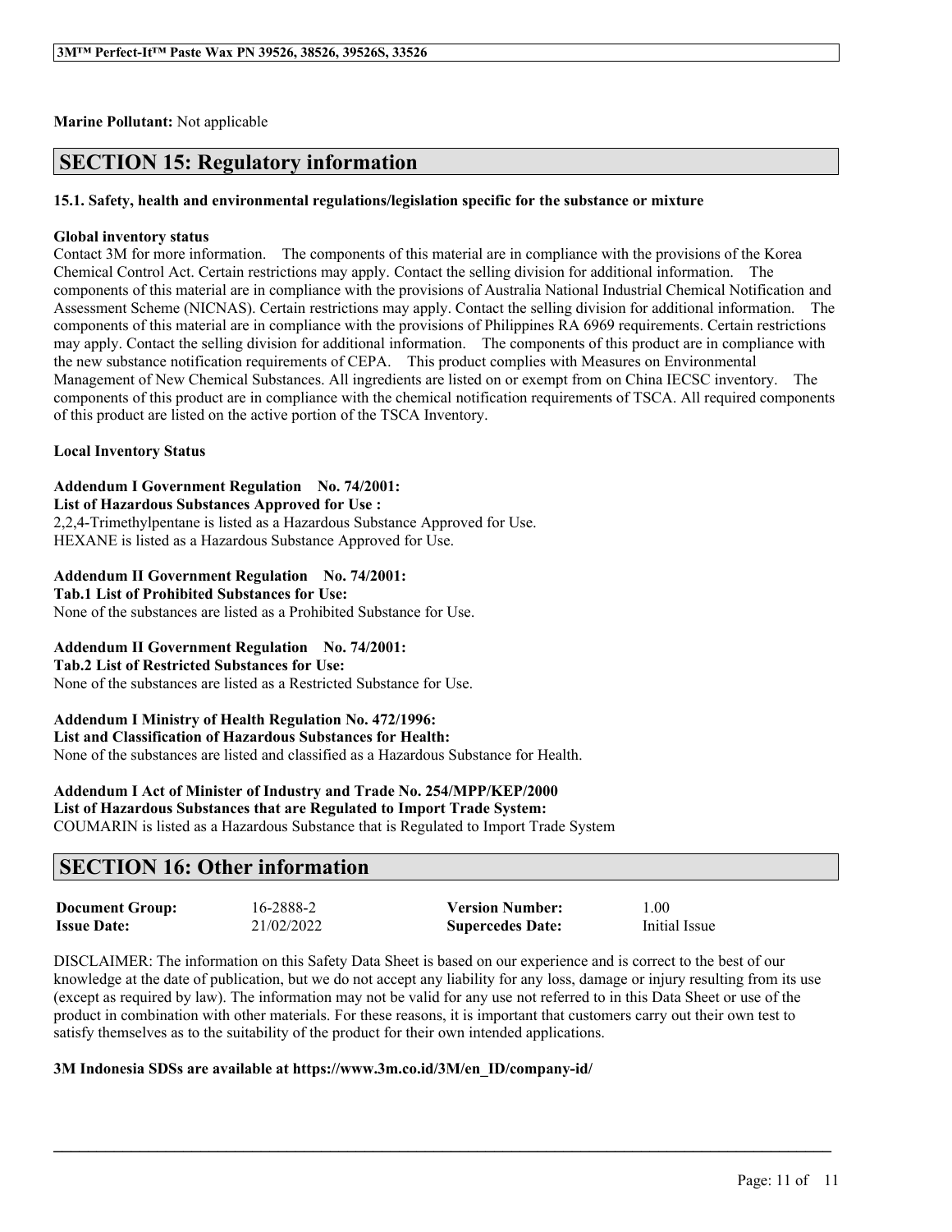**Marine Pollutant:** Not applicable

## SECTION 15: Regulatory information

### 15.1. Safety, health and environmental regulations/legislation specific for the substance or mixture

**Global inventory status**

Contact 3M for more information. The components of this material are in compliance with the provisions of the Korea Chemical Control Act. Certain restrictions may apply. Contact the selling division for additional information. The components of this material are in compliance with the provisions of Australia National Industrial Chemical Notification and Assessment Scheme (NICNAS). Certain restrictions may apply. Contact the selling division for additional information. The components of this material are in compliance with the provisions of Philippines RA 6969 requirements. Certain restrictions may apply. Contact the selling division for additional information. The components of this product are in compliance with the new substance notification requirements of CEPA. This product complies with Measures on Environmental Management of New Chemical Substances. All ingredients are listed on or exempt from on China IECSC inventory. The components of this product are in compliance with the chemical notification requirements of TSCA. All required components of this product are listed on the active portion of the TSCA Inventory.

**Local Inventory Status**

**Addendum I Government Regulation No. 74/2001:**
**List of Hazardous Substances Approved for Use :**
2,2,4-Trimethylpentane is listed as a Hazardous Substance Approved for Use.
HEXANE is listed as a Hazardous Substance Approved for Use.

**Addendum II Government Regulation No. 74/2001:**
**Tab.1 List of Prohibited Substances for Use:**
None of the substances are listed as a Prohibited Substance for Use.

**Addendum II Government Regulation No. 74/2001:**
**Tab.2 List of Restricted Substances for Use:**
None of the substances are listed as a Restricted Substance for Use.

**Addendum I Ministry of Health Regulation No. 472/1996:**
**List and Classification of Hazardous Substances for Health:**
None of the substances are listed and classified as a Hazardous Substance for Health.

**Addendum I Act of Minister of Industry and Trade No. 254/MPP/KEP/2000**
**List of Hazardous Substances that are Regulated to Import Trade System:**
COUMARIN is listed as a Hazardous Substance that is Regulated to Import Trade System

## SECTION 16: Other information

| | | | |
|---|---|---|---|
| **Document Group:** | 16-2888-2 | **Version Number:** | 1.00 |
| **Issue Date:** | 21/02/2022 | **Supercedes Date:** | Initial Issue |

DISCLAIMER: The information on this Safety Data Sheet is based on our experience and is correct to the best of our knowledge at the date of publication, but we do not accept any liability for any loss, damage or injury resulting from its use (except as required by law). The information may not be valid for any use not referred to in this Data Sheet or use of the product in combination with other materials. For these reasons, it is important that customers carry out their own test to satisfy themselves as to the suitability of the product for their own intended applications.

**3M Indonesia SDSs are available at https://www.3m.co.id/3M/en_ID/company-id/**